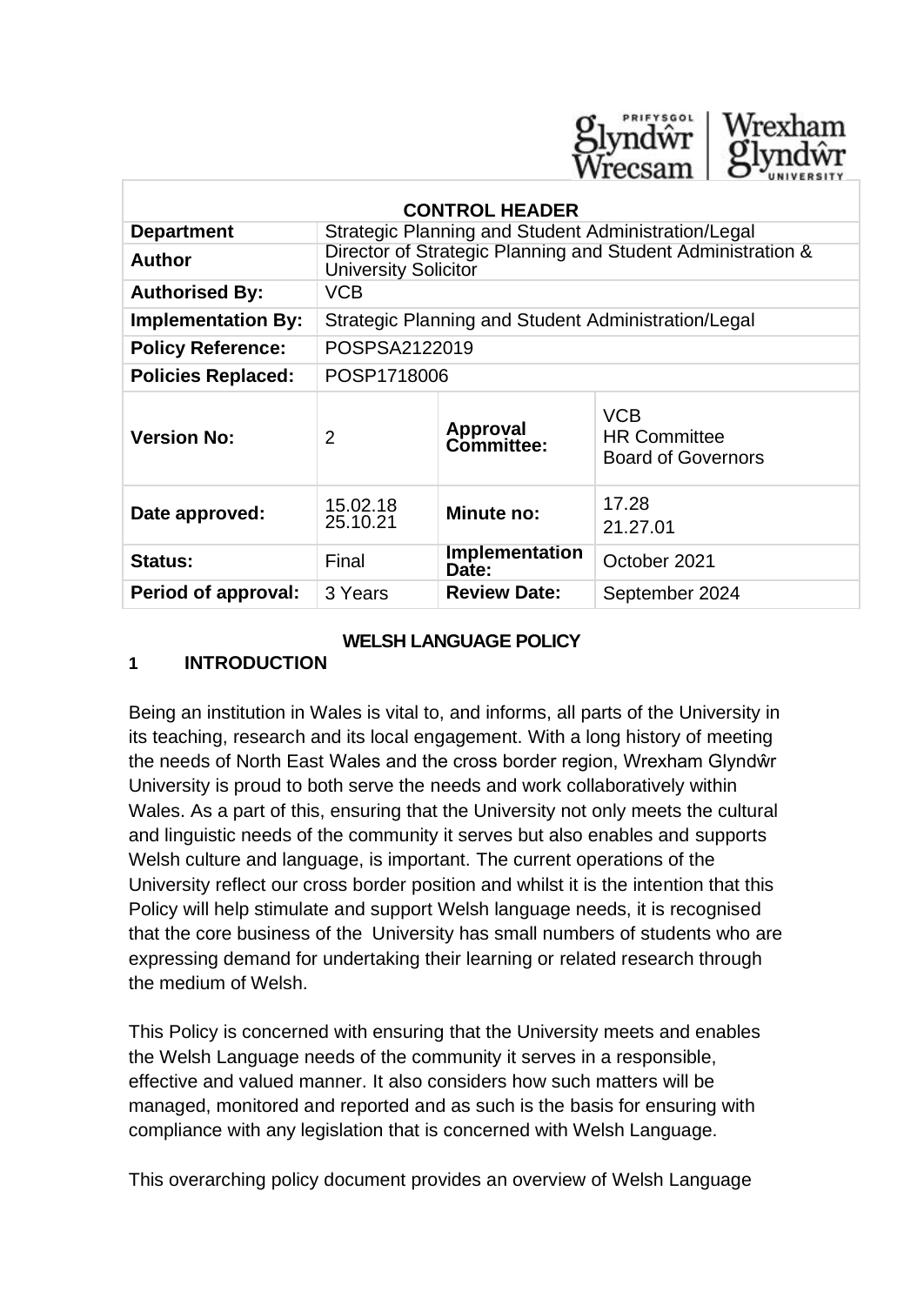| CONTROL HEADER | | | |
|---|---|---|---|
| **Department** | Strategic Planning and Student Administration/Legal | | |
| **Author** | Director of Strategic Planning and Student Administration & University Solicitor | | |
| **Authorised By:** | VCB | | |
| **Implementation By:** | Strategic Planning and Student Administration/Legal | | |
| **Policy Reference:** | POSPSA2122019 | | |
| **Policies Replaced:** | POSP1718006 | | |
| **Version No:** | 2 | **Approval Committee:** | VCB<br>HR Committee<br>Board of Governors |
| **Date approved:** | 15.02.18<br>25.10.21 | **Minute no:** | 17.28<br>21.27.01 |
| **Status:** | Final | **Implementation Date:** | October 2021 |
| **Period of approval:** | 3 Years | **Review Date:** | September 2024 |

# WELSH LANGUAGE POLICY

## 1 INTRODUCTION

Being an institution in Wales is vital to, and informs, all parts of the University in its teaching, research and its local engagement. With a long history of meeting the needs of North East Wales and the cross border region, Wrexham Glyndŵr University is proud to both serve the needs and work collaboratively within Wales. As a part of this, ensuring that the University not only meets the cultural and linguistic needs of the community it serves but also enables and supports Welsh culture and language, is important. The current operations of the University reflect our cross border position and whilst it is the intention that this Policy will help stimulate and support Welsh language needs, it is recognised that the core business of the University has small numbers of students who are expressing demand for undertaking their learning or related research through the medium of Welsh.

This Policy is concerned with ensuring that the University meets and enables the Welsh Language needs of the community it serves in a responsible, effective and valued manner. It also considers how such matters will be managed, monitored and reported and as such is the basis for ensuring with compliance with any legislation that is concerned with Welsh Language.

This overarching policy document provides an overview of Welsh Language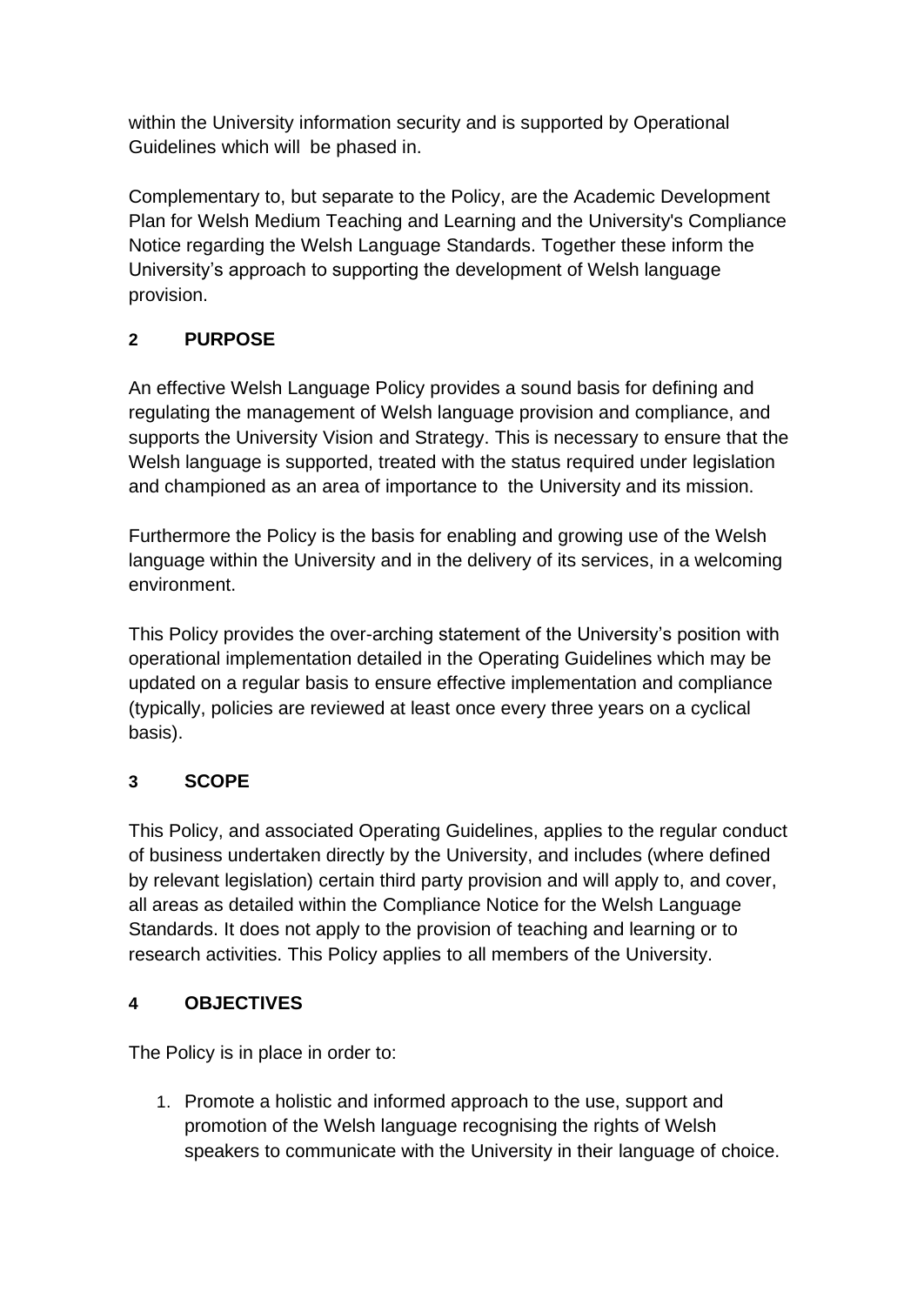within the University information security and is supported by Operational Guidelines which will be phased in.

Complementary to, but separate to the Policy, are the Academic Development Plan for Welsh Medium Teaching and Learning and the University's Compliance Notice regarding the Welsh Language Standards. Together these inform the University's approach to supporting the development of Welsh language provision.

## 2 PURPOSE

An effective Welsh Language Policy provides a sound basis for defining and regulating the management of Welsh language provision and compliance, and supports the University Vision and Strategy. This is necessary to ensure that the Welsh language is supported, treated with the status required under legislation and championed as an area of importance to the University and its mission.

Furthermore the Policy is the basis for enabling and growing use of the Welsh language within the University and in the delivery of its services, in a welcoming environment.

This Policy provides the over-arching statement of the University's position with operational implementation detailed in the Operating Guidelines which may be updated on a regular basis to ensure effective implementation and compliance (typically, policies are reviewed at least once every three years on a cyclical basis).

## 3 SCOPE

This Policy, and associated Operating Guidelines, applies to the regular conduct of business undertaken directly by the University, and includes (where defined by relevant legislation) certain third party provision and will apply to, and cover, all areas as detailed within the Compliance Notice for the Welsh Language Standards. It does not apply to the provision of teaching and learning or to research activities. This Policy applies to all members of the University.

## 4 OBJECTIVES

The Policy is in place in order to:

1. Promote a holistic and informed approach to the use, support and promotion of the Welsh language recognising the rights of Welsh speakers to communicate with the University in their language of choice.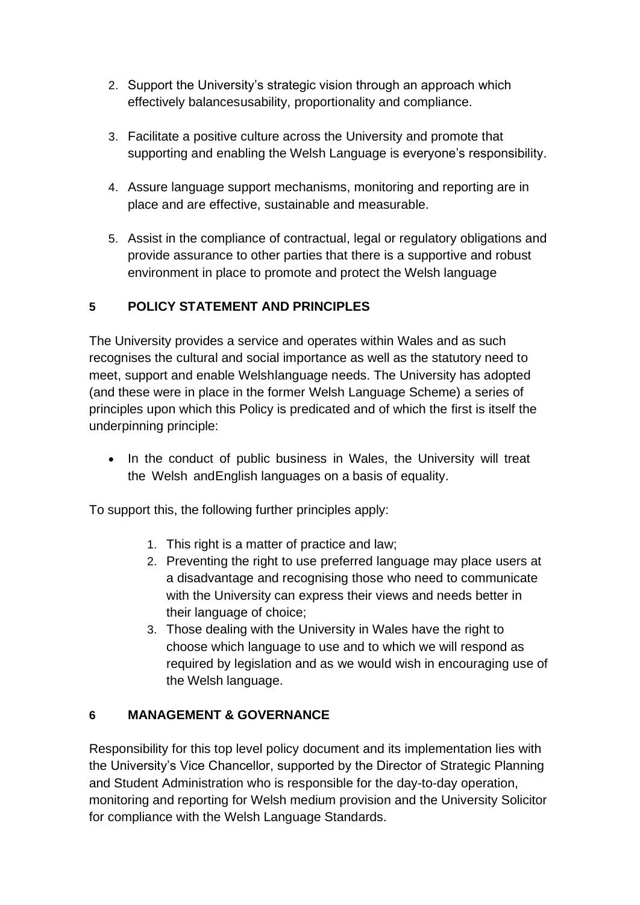2. Support the University's strategic vision through an approach which effectively balancesusability, proportionality and compliance.

3. Facilitate a positive culture across the University and promote that supporting and enabling the Welsh Language is everyone's responsibility.

4. Assure language support mechanisms, monitoring and reporting are in place and are effective, sustainable and measurable.

5. Assist in the compliance of contractual, legal or regulatory obligations and provide assurance to other parties that there is a supportive and robust environment in place to promote and protect the Welsh language

## 5 POLICY STATEMENT AND PRINCIPLES

The University provides a service and operates within Wales and as such recognises the cultural and social importance as well as the statutory need to meet, support and enable Welshlanguage needs. The University has adopted (and these were in place in the former Welsh Language Scheme) a series of principles upon which this Policy is predicated and of which the first is itself the underpinning principle:

- In the conduct of public business in Wales, the University will treat the Welsh andEnglish languages on a basis of equality.

To support this, the following further principles apply:

1. This right is a matter of practice and law;
2. Preventing the right to use preferred language may place users at a disadvantage and recognising those who need to communicate with the University can express their views and needs better in their language of choice;
3. Those dealing with the University in Wales have the right to choose which language to use and to which we will respond as required by legislation and as we would wish in encouraging use of the Welsh language.

## 6 MANAGEMENT & GOVERNANCE

Responsibility for this top level policy document and its implementation lies with the University's Vice Chancellor, supported by the Director of Strategic Planning and Student Administration who is responsible for the day-to-day operation, monitoring and reporting for Welsh medium provision and the University Solicitor for compliance with the Welsh Language Standards.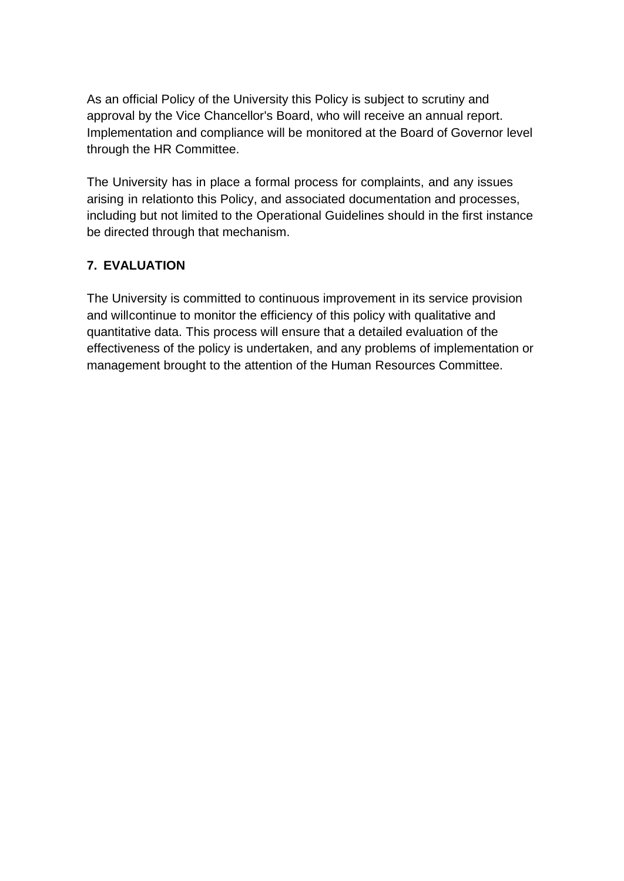As an official Policy of the University this Policy is subject to scrutiny and approval by the Vice Chancellor's Board, who will receive an annual report. Implementation and compliance will be monitored at the Board of Governor level through the HR Committee.

The University has in place a formal process for complaints, and any issues arising in relationto this Policy, and associated documentation and processes, including but not limited to the Operational Guidelines should in the first instance be directed through that mechanism.

## 7. EVALUATION

The University is committed to continuous improvement in its service provision and willcontinue to monitor the efficiency of this policy with qualitative and quantitative data. This process will ensure that a detailed evaluation of the effectiveness of the policy is undertaken, and any problems of implementation or management brought to the attention of the Human Resources Committee.